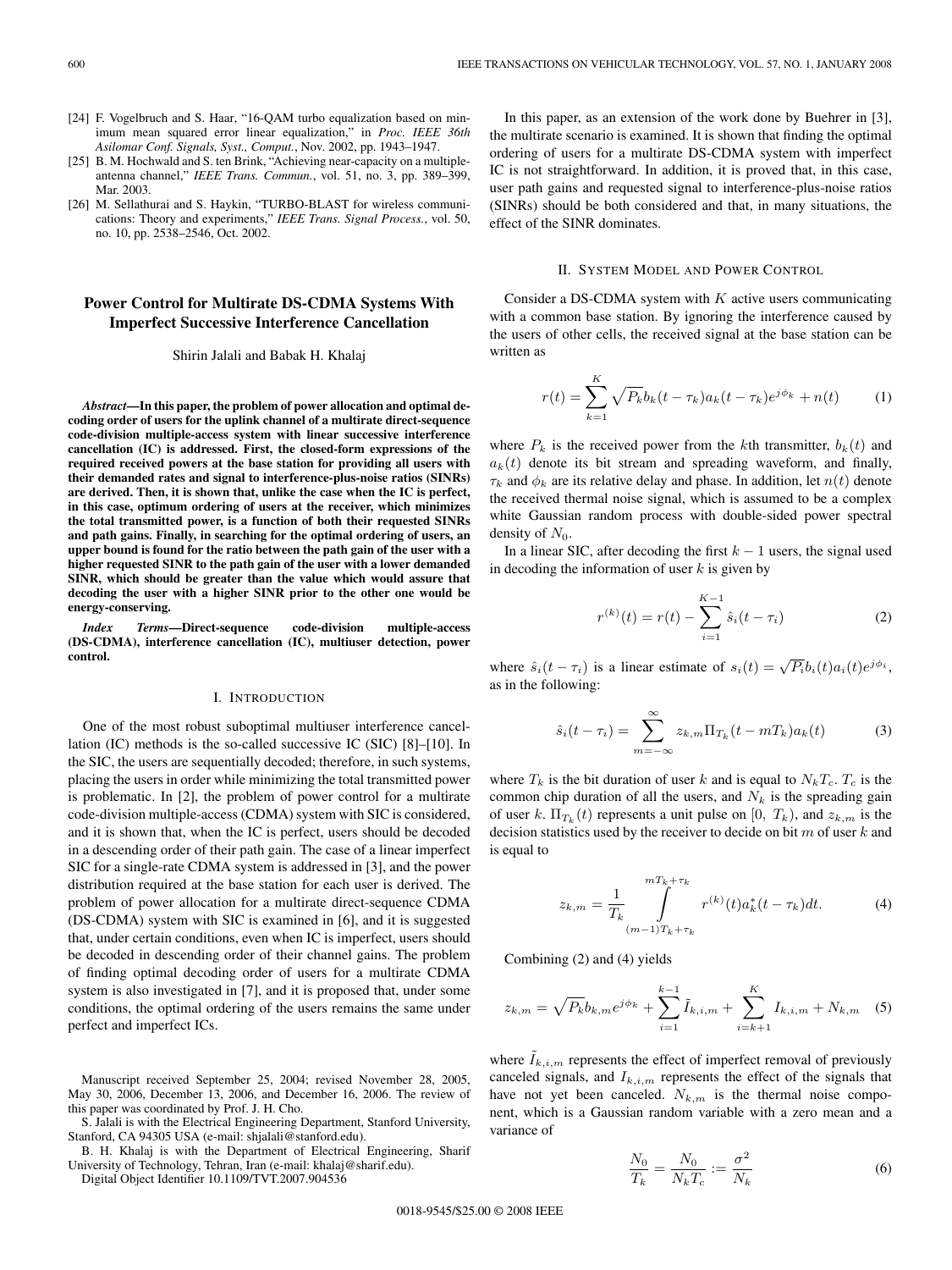[24] F. Vogelbruch and S. Haar, "16-QAM turbo equalization based on minimum mean squared error linear equalization," in *Proc. IEEE 36th Asilomar Conf. Signals, Syst., Comput.*, Nov. 2002, pp. 1943–1947.

[25] B. M. Hochwald and S. ten Brink, "Achieving near-capacity on a multiple-antenna channel," *IEEE Trans. Commun.*, vol. 51, no. 3, pp. 389–399, Mar. 2003.

[26] M. Sellathurai and S. Haykin, "TURBO-BLAST for wireless communications: Theory and experiments," *IEEE Trans. Signal Process.*, vol. 50, no. 10, pp. 2538–2546, Oct. 2002.

# Power Control for Multirate DS-CDMA Systems With Imperfect Successive Interference Cancellation

Shirin Jalali and Babak H. Khalaj

***Abstract*—In this paper, the problem of power allocation and optimal decoding order of users for the uplink channel of a multirate direct-sequence code-division multiple-access system with linear successive interference cancellation (IC) is addressed. First, the closed-form expressions of the required received powers at the base station for providing all users with their demanded rates and signal to interference-plus-noise ratios (SINRs) are derived. Then, it is shown that, unlike the case when the IC is perfect, in this case, optimum ordering of users at the receiver, which minimizes the total transmitted power, is a function of both their requested SINRs and path gains. Finally, in searching for the optimal ordering of users, an upper bound is found for the ratio between the path gain of the user with a higher requested SINR to the path gain of the user with a lower demanded SINR, which should be greater than the value which would assure that decoding the user with a higher SINR prior to the other one would be energy-conserving.**

***Index Terms*—Direct-sequence code-division multiple-access (DS-CDMA), interference cancellation (IC), multiuser detection, power control.**

## I. Introduction

One of the most robust suboptimal multiuser interference cancellation (IC) methods is the so-called successive IC (SIC) [8]–[10]. In the SIC, the users are sequentially decoded; therefore, in such systems, placing the users in order while minimizing the total transmitted power is problematic. In [2], the problem of power control for a multirate code-division multiple-access (CDMA) system with SIC is considered, and it is shown that, when the IC is perfect, users should be decoded in a descending order of their path gain. The case of a linear imperfect SIC for a single-rate CDMA system is addressed in [3], and the power distribution required at the base station for each user is derived. The problem of power allocation for a multirate direct-sequence CDMA (DS-CDMA) system with SIC is examined in [6], and it is suggested that, under certain conditions, even when IC is imperfect, users should be decoded in descending order of their channel gains. The problem of finding optimal decoding order of users for a multirate CDMA system is also investigated in [7], and it is proposed that, under some conditions, the optimal ordering of the users remains the same under perfect and imperfect ICs.

Manuscript received September 25, 2004; revised November 28, 2005, May 30, 2006, December 13, 2006, and December 16, 2006. The review of this paper was coordinated by Prof. J. H. Cho.

S. Jalali is with the Electrical Engineering Department, Stanford University, Stanford, CA 94305 USA (e-mail: shjalali@stanford.edu).

B. H. Khalaj is with the Department of Electrical Engineering, Sharif University of Technology, Tehran, Iran (e-mail: khalaj@sharif.edu).

Digital Object Identifier 10.1109/TVT.2007.904536

In this paper, as an extension of the work done by Buehrer in [3], the multirate scenario is examined. It is shown that finding the optimal ordering of users for a multirate DS-CDMA system with imperfect IC is not straightforward. In addition, it is proved that, in this case, user path gains and requested signal to interference-plus-noise ratios (SINRs) should be both considered and that, in many situations, the effect of the SINR dominates.

## II. System Model and Power Control

Consider a DS-CDMA system with $K$ active users communicating with a common base station. By ignoring the interference caused by the users of other cells, the received signal at the base station can be written as

$$r(t) = \sum_{k=1}^{K} \sqrt{P_k} b_k(t-\tau_k) a_k(t-\tau_k) e^{j\phi_k} + n(t) \tag{1}$$

where $P_k$ is the received power from the $k$th transmitter, $b_k(t)$ and $a_k(t)$ denote its bit stream and spreading waveform, and finally, $\tau_k$ and $\phi_k$ are its relative delay and phase. In addition, let $n(t)$ denote the received thermal noise signal, which is assumed to be a complex white Gaussian random process with double-sided power spectral density of $N_0$.

In a linear SIC, after decoding the first $k-1$ users, the signal used in decoding the information of user $k$ is given by

$$r^{(k)}(t) = r(t) - \sum_{i=1}^{K-1} \hat{s}_i(t-\tau_i) \tag{2}$$

where $\hat{s}_i(t-\tau_i)$ is a linear estimate of $s_i(t) = \sqrt{P_i} b_i(t) a_i(t) e^{j\phi_i}$, as in the following:

$$\hat{s}_i(t-\tau_i) = \sum_{m=-\infty}^{\infty} z_{k,m} \Pi_{T_k}(t-mT_k) a_k(t) \tag{3}$$

where $T_k$ is the bit duration of user $k$ and is equal to $N_k T_c$. $T_c$ is the common chip duration of all the users, and $N_k$ is the spreading gain of user $k$. $\Pi_{T_k}(t)$ represents a unit pulse on $[0,\ T_k)$, and $z_{k,m}$ is the decision statistics used by the receiver to decide on bit $m$ of user $k$ and is equal to

$$z_{k,m} = \frac{1}{T_k} \int_{(m-1)T_k+\tau_k}^{mT_k+\tau_k} r^{(k)}(t) a_k^*(t-\tau_k) dt. \tag{4}$$

Combining (2) and (4) yields

$$z_{k,m} = \sqrt{P_k} b_{k,m} e^{j\phi_k} + \sum_{i=1}^{k-1} \tilde{I}_{k,i,m} + \sum_{i=k+1}^{K} I_{k,i,m} + N_{k,m} \tag{5}$$

where $\tilde{I}_{k,i,m}$ represents the effect of imperfect removal of previously canceled signals, and $I_{k,i,m}$ represents the effect of the signals that have not yet been canceled. $N_{k,m}$ is the thermal noise component, which is a Gaussian random variable with a zero mean and a variance of

$$\frac{N_0}{T_k} = \frac{N_0}{N_k T_c} := \frac{\sigma^2}{N_k} \tag{6}$$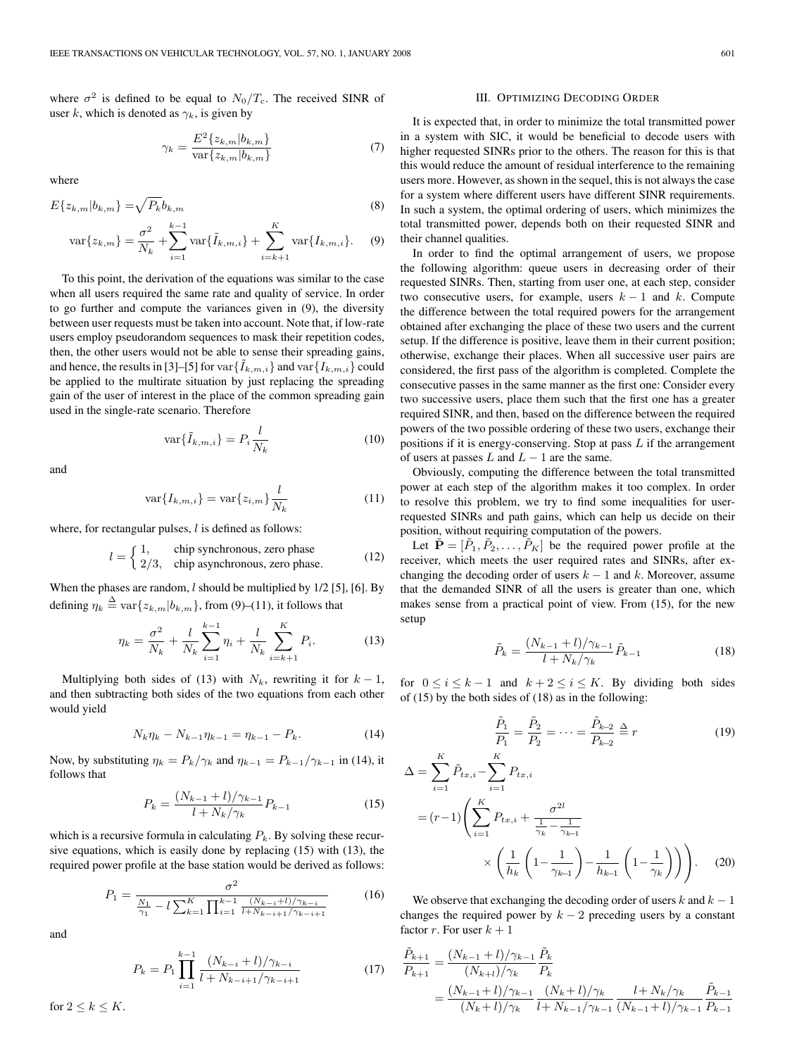where $\sigma^2$ is defined to be equal to $N_0/T_c$. The received SINR of user $k$, which is denoted as $\gamma_k$, is given by

$$\gamma_k = \frac{E^2\{z_{k,m}|b_{k,m}\}}{\text{var}\{z_{k,m}|b_{k,m}\}} \tag{7}$$

where

$$E\{z_{k,m}|b_{k,m}\} = \sqrt{P_k} b_{k,m} \tag{8}$$

$$\text{var}\{z_{k,m}\} = \frac{\sigma^2}{N_k} + \sum_{i=1}^{k-1} \text{var}\{\tilde{I}_{k,m,i}\} + \sum_{i=k+1}^{K} \text{var}\{I_{k,m,i}\}. \tag{9}$$

To this point, the derivation of the equations was similar to the case when all users required the same rate and quality of service. In order to go further and compute the variances given in (9), the diversity between user requests must be taken into account. Note that, if low-rate users employ pseudorandom sequences to mask their repetition codes, then, the other users would not be able to sense their spreading gains, and hence, the results in [3]–[5] for $\text{var}\{\tilde{I}_{k,m,i}\}$ and $\text{var}\{I_{k,m,i}\}$ could be applied to the multirate situation by just replacing the spreading gain of the user of interest in the place of the common spreading gain used in the single-rate scenario. Therefore

$$\text{var}\{\tilde{I}_{k,m,i}\} = P_i \frac{l}{N_k} \tag{10}$$

and

$$\text{var}\{I_{k,m,i}\} = \text{var}\{z_{i,m}\} \frac{l}{N_k} \tag{11}$$

where, for rectangular pulses, $l$ is defined as follows:

$$l = \begin{cases} 1, & \text{chip synchronous, zero phase} \\ 2/3, & \text{chip asynchronous, zero phase.} \end{cases} \tag{12}$$

When the phases are random, $l$ should be multiplied by 1/2 [5], [6]. By defining $\eta_k \triangleq \text{var}\{z_{k,m}|b_{k,m}\}$, from (9)–(11), it follows that

$$\eta_k = \frac{\sigma^2}{N_k} + \frac{l}{N_k} \sum_{i=1}^{k-1} \eta_i + \frac{l}{N_k} \sum_{i=k+1}^{K} P_i. \tag{13}$$

Multiplying both sides of (13) with $N_k$, rewriting it for $k-1$, and then subtracting both sides of the two equations from each other would yield

$$N_k \eta_k - N_{k-1} \eta_{k-1} = \eta_{k-1} - P_k. \tag{14}$$

Now, by substituting $\eta_k = P_k/\gamma_k$ and $\eta_{k-1} = P_{k-1}/\gamma_{k-1}$ in (14), it follows that

$$P_k = \frac{(N_{k-1}+l)/\gamma_{k-1}}{l + N_k/\gamma_k} P_{k-1} \tag{15}$$

which is a recursive formula in calculating $P_k$. By solving these recursive equations, which is easily done by replacing (15) with (13), the required power profile at the base station would be derived as follows:

$$P_1 = \frac{\sigma^2}{\frac{N_1}{\gamma_1} - l \sum_{k=1}^{K} \prod_{i=1}^{k-1} \frac{(N_{k-i}+l)/\gamma_{k-i}}{l + N_{k-i+1}/\gamma_{k-i+1}}} \tag{16}$$

and

$$P_k = P_1 \prod_{i=1}^{k-1} \frac{(N_{k-i}+l)/\gamma_{k-i}}{l + N_{k-i+1}/\gamma_{k-i+1}} \tag{17}$$

for $2 \le k \le K$.

## III. Optimizing Decoding Order

It is expected that, in order to minimize the total transmitted power in a system with SIC, it would be beneficial to decode users with higher requested SINRs prior to the others. The reason for this is that this would reduce the amount of residual interference to the remaining users more. However, as shown in the sequel, this is not always the case for a system where different users have different SINR requirements. In such a system, the optimal ordering of users, which minimizes the total transmitted power, depends both on their requested SINR and their channel qualities.

In order to find the optimal arrangement of users, we propose the following algorithm: queue users in decreasing order of their requested SINRs. Then, starting from user one, at each step, consider two consecutive users, for example, users $k-1$ and $k$. Compute the difference between the total required powers for the arrangement obtained after exchanging the place of these two users and the current setup. If the difference is positive, leave them in their current position; otherwise, exchange their places. When all successive user pairs are considered, the first pass of the algorithm is completed. Complete the consecutive passes in the same manner as the first one: Consider every two successive users, place them such that the first one has a greater required SINR, and then, based on the difference between the required powers of the two possible ordering of these two users, exchange their positions if it is energy-conserving. Stop at pass $L$ if the arrangement of users at passes $L$ and $L-1$ are the same.

Obviously, computing the difference between the total transmitted power at each step of the algorithm makes it too complex. In order to resolve this problem, we try to find some inequalities for user-requested SINRs and path gains, which can help us decide on their position, without requiring computation of the powers.

Let $\tilde{\mathbf{P}} = [\tilde{P}_1, \tilde{P}_2, \ldots, \tilde{P}_K]$ be the required power profile at the receiver, which meets the user required rates and SINRs, after exchanging the decoding order of users $k-1$ and $k$. Moreover, assume that the demanded SINR of all the users is greater than one, which makes sense from a practical point of view. From (15), for the new setup

$$\tilde{P}_k = \frac{(N_{k-1}+l)/\gamma_{k-1}}{l + N_k/\gamma_k} \tilde{P}_{k-1} \tag{18}$$

for $0 \le i \le k-1$ and $k+2 \le i \le K$. By dividing both sides of (15) by the both sides of (18) as in the following:

$$\frac{\tilde{P}_1}{P_1} = \frac{\tilde{P}_2}{P_2} = \cdots = \frac{\tilde{P}_{k-2}}{P_{k-2}} \triangleq r \tag{19}$$

$$\begin{aligned}
\Delta &= \sum_{i=1}^{K} \tilde{P}_{tx,i} - \sum_{i=1}^{K} P_{tx,i} \\
&= (r-1)\left( \sum_{i=1}^{K} P_{tx,i} + \frac{\sigma^{2l}}{\frac{1}{\gamma_k} - \frac{1}{\gamma_{k-1}}} \right. \\
&\qquad \left. \times \left( \frac{1}{h_k}\left(1 - \frac{1}{\gamma_{k-1}}\right) - \frac{1}{h_{k-1}}\left(1 - \frac{1}{\gamma_k}\right) \right) \right).
\end{aligned} \tag{20}$$

We observe that exchanging the decoding order of users $k$ and $k-1$ changes the required power by $k-2$ preceding users by a constant factor $r$. For user $k+1$

$$\begin{aligned}
\frac{\tilde{P}_{k+1}}{P_{k+1}} &= \frac{(N_{k-1}+l)/\gamma_{k-1}}{(N_{k+l})/\gamma_k} \frac{\tilde{P}_k}{P_k} \\
&= \frac{(N_{k-1}+l)/\gamma_{k-1}}{(N_k+l)/\gamma_k} \frac{(N_k+l)/\gamma_k}{l + N_{k-1}/\gamma_{k-1}} \frac{l + N_k/\gamma_k}{(N_{k-1}+l)/\gamma_{k-1}} \frac{\tilde{P}_{k-1}}{P_{k-1}}
\end{aligned}$$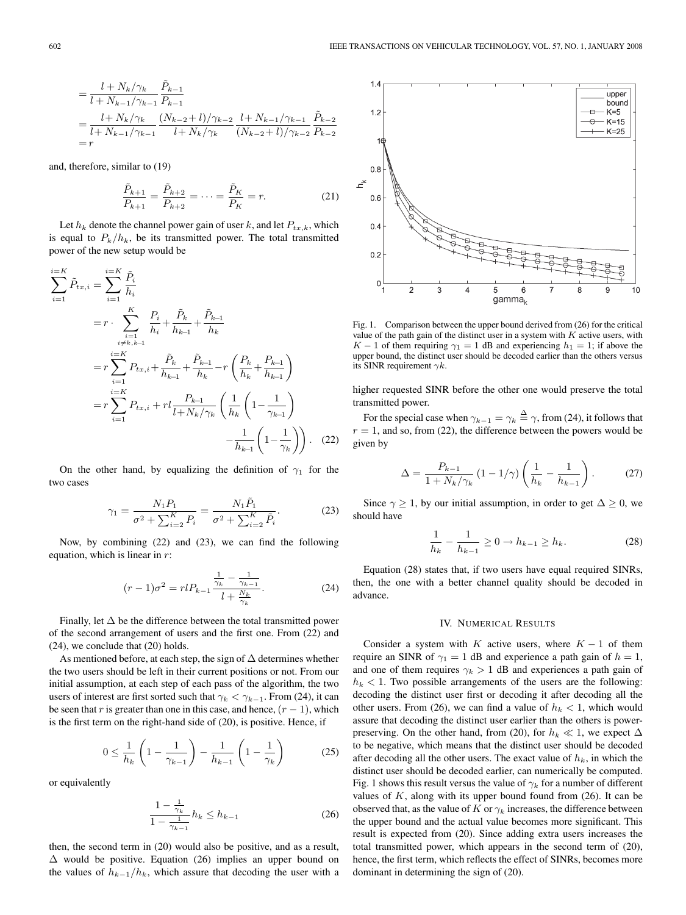$$
\begin{aligned}
&= \frac{l + N_k/\gamma_k}{l + N_{k-1}/\gamma_{k-1}} \frac{\tilde{P}_{k-1}}{P_{k-1}} \\
&= \frac{l + N_k/\gamma_k}{l + N_{k-1}/\gamma_{k-1}} \frac{(N_{k-2} + l)/\gamma_{k-2}}{l + N_k/\gamma_k} \frac{l + N_{k-1}/\gamma_{k-1}}{(N_{k-2} + l)/\gamma_{k-2}} \frac{\tilde{P}_{k-2}}{P_{k-2}} \\
&= r
\end{aligned}
$$

and, therefore, similar to (19)

$$
\frac{\tilde{P}_{k+1}}{P_{k+1}} = \frac{\tilde{P}_{k+2}}{P_{k+2}} = \cdots = \frac{\tilde{P}_K}{P_K} = r. \tag{21}
$$

Let $h_k$ denote the channel power gain of user $k$, and let $P_{tx,k}$, which is equal to $P_k/h_k$, be its transmitted power. The total transmitted power of the new setup would be

$$
\begin{aligned}
\sum_{i=1}^{i=K} \tilde{P}_{tx,i} &= \sum_{i=1}^{i=K} \frac{\tilde{P}_i}{h_i} \\
&= r \cdot \sum_{\substack{i=1 \\ i \neq k, k-1}}^{K} \frac{P_i}{h_i} + \frac{\tilde{P}_k}{h_{k-1}} + \frac{\tilde{P}_{k-1}}{h_k} \\
&= r \sum_{i=1}^{i=K} P_{tx,i} + \frac{\tilde{P}_k}{h_{k-1}} + \frac{\tilde{P}_{k-1}}{h_k} - r\left(\frac{P_k}{h_k} + \frac{P_{k-1}}{h_{k-1}}\right) \\
&= r \sum_{i=1}^{i=K} P_{tx,i} + rl \frac{P_{k-1}}{l + N_k/\gamma_k} \left( \frac{1}{h_k}\left(1 - \frac{1}{\gamma_{k-1}}\right) \right. \\
&\qquad \left. - \frac{1}{h_{k-1}}\left(1 - \frac{1}{\gamma_k}\right) \right).
\end{aligned} \tag{22}
$$

On the other hand, by equalizing the definition of $\gamma_1$ for the two cases

$$
\gamma_1 = \frac{N_1 P_1}{\sigma^2 + \sum_{i=2}^{K} P_i} = \frac{N_1 \tilde{P}_1}{\sigma^2 + \sum_{i=2}^{K} \tilde{P}_i}. \tag{23}
$$

Now, by combining (22) and (23), we can find the following equation, which is linear in $r$:

$$
(r - 1)\sigma^2 = rlP_{k-1} \frac{\frac{1}{\gamma_k} - \frac{1}{\gamma_{k-1}}}{l + \frac{N_k}{\gamma_k}}. \tag{24}
$$

Finally, let $\Delta$ be the difference between the total transmitted power of the second arrangement of users and the first one. From (22) and (24), we conclude that (20) holds.

As mentioned before, at each step, the sign of $\Delta$ determines whether the two users should be left in their current positions or not. From our initial assumption, at each step of each pass of the algorithm, the two users of interest are first sorted such that $\gamma_k < \gamma_{k-1}$. From (24), it can be seen that $r$ is greater than one in this case, and hence, $(r - 1)$, which is the first term on the right-hand side of (20), is positive. Hence, if

$$
0 \leq \frac{1}{h_k}\left(1 - \frac{1}{\gamma_{k-1}}\right) - \frac{1}{h_{k-1}}\left(1 - \frac{1}{\gamma_k}\right) \tag{25}
$$

or equivalently

$$
\frac{1 - \frac{1}{\gamma_k}}{1 - \frac{1}{\gamma_{k-1}}} h_k \leq h_{k-1} \tag{26}
$$

then, the second term in (20) would also be positive, and as a result, $\Delta$ would be positive. Equation (26) implies an upper bound on the values of $h_{k-1}/h_k$, which assure that decoding the user with a higher requested SINR before the other one would preserve the total transmitted power.

For the special case when $\gamma_{k-1} = \gamma_k \stackrel{\Delta}{=} \gamma$, from (24), it follows that $r = 1$, and so, from (22), the difference between the powers would be given by

$$
\Delta = \frac{P_{k-1}}{1 + N_k/\gamma_k}(1 - 1/\gamma)\left(\frac{1}{h_k} - \frac{1}{h_{k-1}}\right). \tag{27}
$$

Since $\gamma \geq 1$, by our initial assumption, in order to get $\Delta \geq 0$, we should have

$$
\frac{1}{h_k} - \frac{1}{h_{k-1}} \geq 0 \rightarrow h_{k-1} \geq h_k. \tag{28}
$$

Equation (28) states that, if two users have equal required SINRs, then, the one with a better channel quality should be decoded in advance.

Fig. 1. Comparison between the upper bound derived from (26) for the critical value of the path gain of the distinct user in a system with $K$ active users, with $K - 1$ of them requiring $\gamma_1 = 1$ dB and experiencing $h_1 = 1$; if above the upper bound, the distinct user should be decoded earlier than the others versus its SINR requirement $\gamma k$.

## IV. Numerical Results

Consider a system with $K$ active users, where $K - 1$ of them require an SINR of $\gamma_1 = 1$ dB and experience a path gain of $h = 1$, and one of them requires $\gamma_k > 1$ dB and experiences a path gain of $h_k < 1$. Two possible arrangements of the users are the following: decoding the distinct user first or decoding it after decoding all the other users. From (26), we can find a value of $h_k < 1$, which would assure that decoding the distinct user earlier than the others is power-preserving. On the other hand, from (20), for $h_k \ll 1$, we expect $\Delta$ to be negative, which means that the distinct user should be decoded after decoding all the other users. The exact value of $h_k$, in which the distinct user should be decoded earlier, can numerically be computed. Fig. 1 shows this result versus the value of $\gamma_k$ for a number of different values of $K$, along with its upper bound found from (26). It can be observed that, as the value of $K$ or $\gamma_k$ increases, the difference between the upper bound and the actual value becomes more significant. This result is expected from (20). Since adding extra users increases the total transmitted power, which appears in the second term of (20), hence, the first term, which reflects the effect of SINRs, becomes more dominant in determining the sign of (20).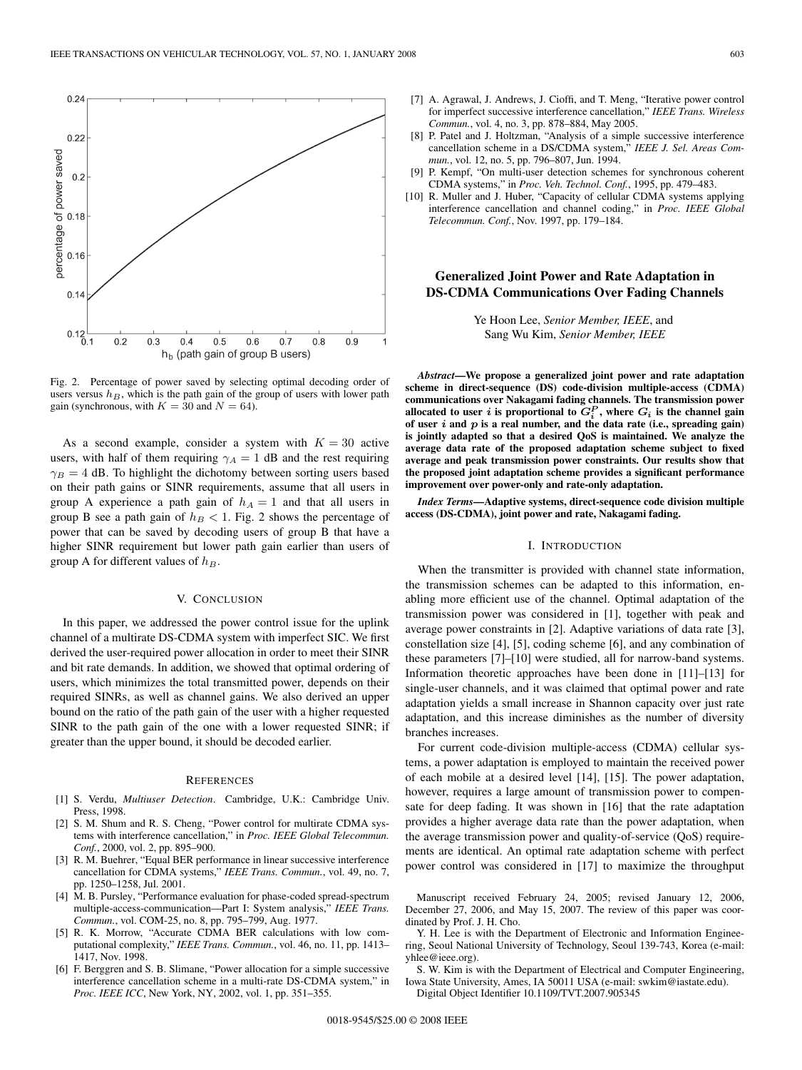0.24

0.22

0.2

0.18

0.16

0.14

0.12

0.1 0.2 0.3 0.4 0.5 0.6 0.7 0.8 0.9 1

percentage of power saved

$h_b$ (path gain of group B users)

Fig. 2. Percentage of power saved by selecting optimal decoding order of users versus $h_B$, which is the path gain of the group of users with lower path gain (synchronous, with $K = 30$ and $N = 64$).

As a second example, consider a system with $K = 30$ active users, with half of them requiring $\gamma_A = 1$ dB and the rest requiring $\gamma_B = 4$ dB. To highlight the dichotomy between sorting users based on their path gains or SINR requirements, assume that all users in group A experience a path gain of $h_A = 1$ and that all users in group B see a path gain of $h_B < 1$. Fig. 2 shows the percentage of power that can be saved by decoding users of group B that have a higher SINR requirement but lower path gain earlier than users of group A for different values of $h_B$.

## V. Conclusion

In this paper, we addressed the power control issue for the uplink channel of a multirate DS-CDMA system with imperfect SIC. We first derived the user-required power allocation in order to meet their SINR and bit rate demands. In addition, we showed that optimal ordering of users, which minimizes the total transmitted power, depends on their required SINRs, as well as channel gains. We also derived an upper bound on the ratio of the path gain of the user with a higher requested SINR to the path gain of the one with a lower requested SINR; if greater than the upper bound, it should be decoded earlier.

## References

[1] S. Verdu, *Multiuser Detection*. Cambridge, U.K.: Cambridge Univ. Press, 1998.

[2] S. M. Shum and R. S. Cheng, "Power control for multirate CDMA systems with interference cancellation," in *Proc. IEEE Global Telecommun. Conf.*, 2000, vol. 2, pp. 895–900.

[3] R. M. Buehrer, "Equal BER performance in linear successive interference cancellation for CDMA systems," *IEEE Trans. Commun.*, vol. 49, no. 7, pp. 1250–1258, Jul. 2001.

[4] M. B. Pursley, "Performance evaluation for phase-coded spread-spectrum multiple-access-communication—Part I: System analysis," *IEEE Trans. Commun.*, vol. COM-25, no. 8, pp. 795–799, Aug. 1977.

[5] R. K. Morrow, "Accurate CDMA BER calculations with low computational complexity," *IEEE Trans. Commun.*, vol. 46, no. 11, pp. 1413–1417, Nov. 1998.

[6] F. Berggren and S. B. Slimane, "Power allocation for a simple successive interference cancellation scheme in a multi-rate DS-CDMA system," in *Proc. IEEE ICC*, New York, NY, 2002, vol. 1, pp. 351–355.

[7] A. Agrawal, J. Andrews, J. Cioffi, and T. Meng, "Iterative power control for imperfect successive interference cancellation," *IEEE Trans. Wireless Commun.*, vol. 4, no. 3, pp. 878–884, May 2005.

[8] P. Patel and J. Holtzman, "Analysis of a simple successive interference cancellation scheme in a DS/CDMA system," *IEEE J. Sel. Areas Commun.*, vol. 12, no. 5, pp. 796–807, Jun. 1994.

[9] P. Kempf, "On multi-user detection schemes for synchronous coherent CDMA systems," in *Proc. Veh. Technol. Conf.*, 1995, pp. 479–483.

[10] R. Muller and J. Huber, "Capacity of cellular CDMA systems applying interference cancellation and channel coding," in *Proc. IEEE Global Telecommun. Conf.*, Nov. 1997, pp. 179–184.

# Generalized Joint Power and Rate Adaptation in DS-CDMA Communications Over Fading Channels

Ye Hoon Lee, *Senior Member, IEEE*, and Sang Wu Kim, *Senior Member, IEEE*

***Abstract*—We propose a generalized joint power and rate adaptation scheme in direct-sequence (DS) code-division multiple-access (CDMA) communications over Nakagami fading channels. The transmission power allocated to user $i$ is proportional to $G_i^P$, where $G_i$ is the channel gain of user $i$ and $p$ is a real number, and the data rate (i.e., spreading gain) is jointly adapted so that a desired QoS is maintained. We analyze the average data rate of the proposed adaptation scheme subject to fixed average and peak transmission power constraints. Our results show that the proposed joint adaptation scheme provides a significant performance improvement over power-only and rate-only adaptation.**

***Index Terms*—Adaptive systems, direct-sequence code division multiple access (DS-CDMA), joint power and rate, Nakagami fading.**

## I. Introduction

When the transmitter is provided with channel state information, the transmission schemes can be adapted to this information, enabling more efficient use of the channel. Optimal adaptation of the transmission power was considered in [1], together with peak and average power constraints in [2]. Adaptive variations of data rate [3], constellation size [4], [5], coding scheme [6], and any combination of these parameters [7]–[10] were studied, all for narrow-band systems. Information theoretic approaches have been done in [11]–[13] for single-user channels, and it was claimed that optimal power and rate adaptation yields a small increase in Shannon capacity over just rate adaptation, and this increase diminishes as the number of diversity branches increases.

For current code-division multiple-access (CDMA) cellular systems, a power adaptation is employed to maintain the received power of each mobile at a desired level [14], [15]. The power adaptation, however, requires a large amount of transmission power to compensate for deep fading. It was shown in [16] that the rate adaptation provides a higher average data rate than the power adaptation, when the average transmission power and quality-of-service (QoS) requirements are identical. An optimal rate adaptation scheme with perfect power control was considered in [17] to maximize the throughput

Manuscript received February 24, 2005; revised January 12, 2006, December 27, 2006, and May 15, 2007. The review of this paper was coordinated by Prof. J. H. Cho.

Y. H. Lee is with the Department of Electronic and Information Engineering, Seoul National University of Technology, Seoul 139-743, Korea (e-mail: yhlee@ieee.org).

S. W. Kim is with the Department of Electrical and Computer Engineering, Iowa State University, Ames, IA 50011 USA (e-mail: swkim@iastate.edu).

Digital Object Identifier 10.1109/TVT.2007.905345

0018-9545/$25.00 © 2008 IEEE